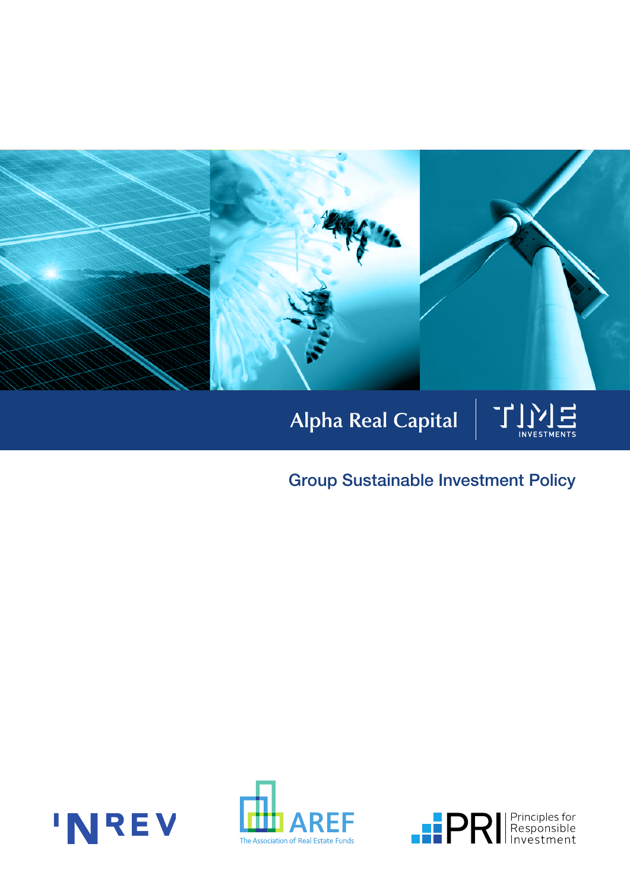Alpha Real Capital | TIME INVESTMENTS

# Group Sustainable Investment Policy

INREV

AREF
The Association of Real Estate Funds

PRI Principles for Responsible Investment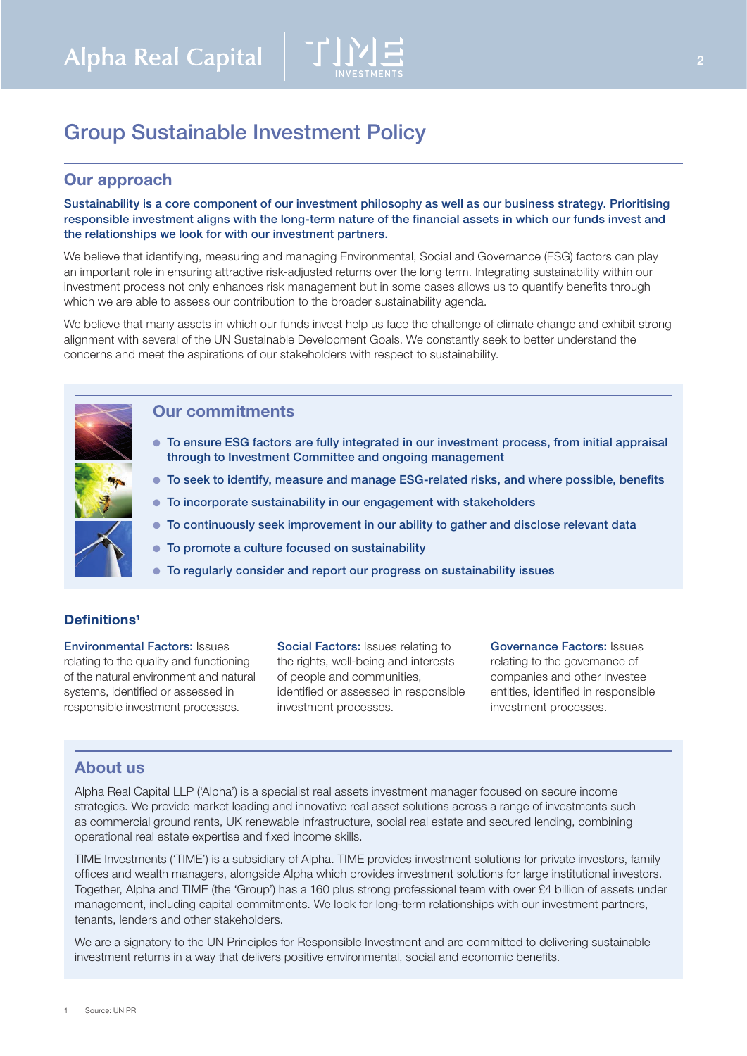# Group Sustainable Investment Policy

## Our approach

**Sustainability is a core component of our investment philosophy as well as our business strategy. Prioritising responsible investment aligns with the long-term nature of the financial assets in which our funds invest and the relationships we look for with our investment partners.**

We believe that identifying, measuring and managing Environmental, Social and Governance (ESG) factors can play an important role in ensuring attractive risk-adjusted returns over the long term. Integrating sustainability within our investment process not only enhances risk management but in some cases allows us to quantify benefits through which we are able to assess our contribution to the broader sustainability agenda.

We believe that many assets in which our funds invest help us face the challenge of climate change and exhibit strong alignment with several of the UN Sustainable Development Goals. We constantly seek to better understand the concerns and meet the aspirations of our stakeholders with respect to sustainability.

## Our commitments

- To ensure ESG factors are fully integrated in our investment process, from initial appraisal through to Investment Committee and ongoing management
- To seek to identify, measure and manage ESG-related risks, and where possible, benefits
- To incorporate sustainability in our engagement with stakeholders
- To continuously seek improvement in our ability to gather and disclose relevant data
- To promote a culture focused on sustainability
- To regularly consider and report our progress on sustainability issues

### Definitions[1]

**Environmental Factors:** Issues relating to the quality and functioning of the natural environment and natural systems, identified or assessed in responsible investment processes.

**Social Factors:** Issues relating to the rights, well-being and interests of people and communities, identified or assessed in responsible investment processes.

**Governance Factors:** Issues relating to the governance of companies and other investee entities, identified in responsible investment processes.

## About us

Alpha Real Capital LLP ('Alpha') is a specialist real assets investment manager focused on secure income strategies. We provide market leading and innovative real asset solutions across a range of investments such as commercial ground rents, UK renewable infrastructure, social real estate and secured lending, combining operational real estate expertise and fixed income skills.

TIME Investments ('TIME') is a subsidiary of Alpha. TIME provides investment solutions for private investors, family offices and wealth managers, alongside Alpha which provides investment solutions for large institutional investors. Together, Alpha and TIME (the 'Group') has a 160 plus strong professional team with over £4 billion of assets under management, including capital commitments. We look for long-term relationships with our investment partners, tenants, lenders and other stakeholders.

We are a signatory to the UN Principles for Responsible Investment and are committed to delivering sustainable investment returns in a way that delivers positive environmental, social and economic benefits.

1 Source: UN PRI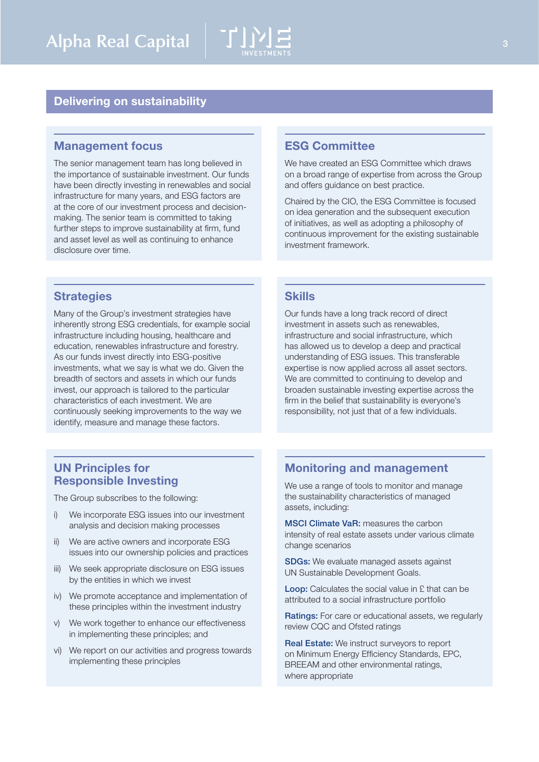## Delivering on sustainability

### Management focus

The senior management team has long believed in the importance of sustainable investment. Our funds have been directly investing in renewables and social infrastructure for many years, and ESG factors are at the core of our investment process and decision-making. The senior team is committed to taking further steps to improve sustainability at firm, fund and asset level as well as continuing to enhance disclosure over time.

### ESG Committee

We have created an ESG Committee which draws on a broad range of expertise from across the Group and offers guidance on best practice.

Chaired by the CIO, the ESG Committee is focused on idea generation and the subsequent execution of initiatives, as well as adopting a philosophy of continuous improvement for the existing sustainable investment framework.

### Strategies

Many of the Group's investment strategies have inherently strong ESG credentials, for example social infrastructure including housing, healthcare and education, renewables infrastructure and forestry. As our funds invest directly into ESG-positive investments, what we say is what we do. Given the breadth of sectors and assets in which our funds invest, our approach is tailored to the particular characteristics of each investment. We are continuously seeking improvements to the way we identify, measure and manage these factors.

### Skills

Our funds have a long track record of direct investment in assets such as renewables, infrastructure and social infrastructure, which has allowed us to develop a deep and practical understanding of ESG issues. This transferable expertise is now applied across all asset sectors. We are committed to continuing to develop and broaden sustainable investing expertise across the firm in the belief that sustainability is everyone's responsibility, not just that of a few individuals.

### UN Principles for Responsible Investing

The Group subscribes to the following:

i) We incorporate ESG issues into our investment analysis and decision making processes

ii) We are active owners and incorporate ESG issues into our ownership policies and practices

iii) We seek appropriate disclosure on ESG issues by the entities in which we invest

iv) We promote acceptance and implementation of these principles within the investment industry

v) We work together to enhance our effectiveness in implementing these principles; and

vi) We report on our activities and progress towards implementing these principles

### Monitoring and management

We use a range of tools to monitor and manage the sustainability characteristics of managed assets, including:

**MSCI Climate VaR:** measures the carbon intensity of real estate assets under various climate change scenarios

**SDGs:** We evaluate managed assets against UN Sustainable Development Goals.

**Loop:** Calculates the social value in £ that can be attributed to a social infrastructure portfolio

**Ratings:** For care or educational assets, we regularly review CQC and Ofsted ratings

**Real Estate:** We instruct surveyors to report on Minimum Energy Efficiency Standards, EPC, BREEAM and other environmental ratings, where appropriate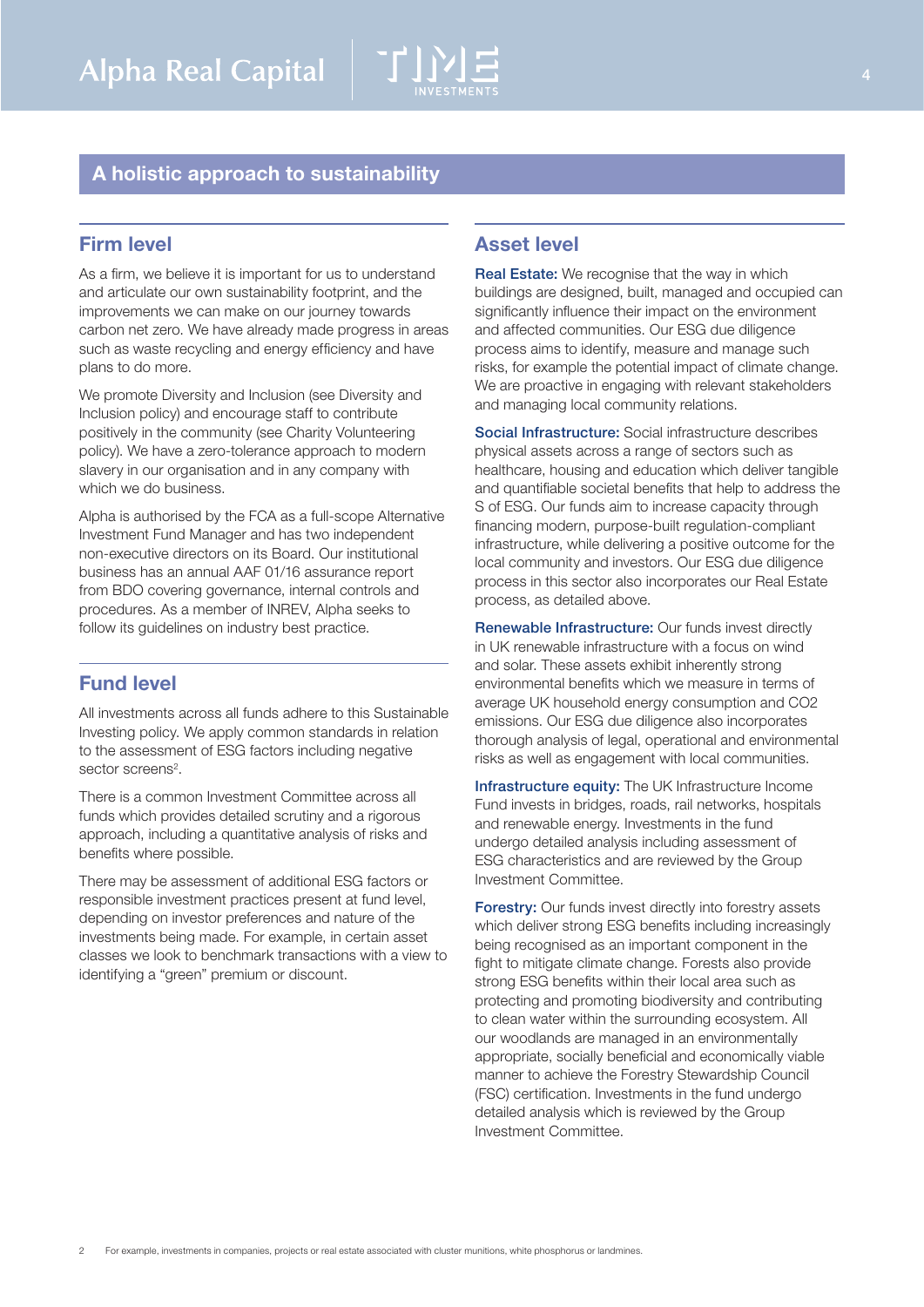## A holistic approach to sustainability

### Firm level

As a firm, we believe it is important for us to understand and articulate our own sustainability footprint, and the improvements we can make on our journey towards carbon net zero. We have already made progress in areas such as waste recycling and energy efficiency and have plans to do more.

We promote Diversity and Inclusion (see Diversity and Inclusion policy) and encourage staff to contribute positively in the community (see Charity Volunteering policy). We have a zero-tolerance approach to modern slavery in our organisation and in any company with which we do business.

Alpha is authorised by the FCA as a full-scope Alternative Investment Fund Manager and has two independent non-executive directors on its Board. Our institutional business has an annual AAF 01/16 assurance report from BDO covering governance, internal controls and procedures. As a member of INREV, Alpha seeks to follow its guidelines on industry best practice.

### Fund level

All investments across all funds adhere to this Sustainable Investing policy. We apply common standards in relation to the assessment of ESG factors including negative sector screens[2].

There is a common Investment Committee across all funds which provides detailed scrutiny and a rigorous approach, including a quantitative analysis of risks and benefits where possible.

There may be assessment of additional ESG factors or responsible investment practices present at fund level, depending on investor preferences and nature of the investments being made. For example, in certain asset classes we look to benchmark transactions with a view to identifying a "green" premium or discount.

### Asset level

**Real Estate:** We recognise that the way in which buildings are designed, built, managed and occupied can significantly influence their impact on the environment and affected communities. Our ESG due diligence process aims to identify, measure and manage such risks, for example the potential impact of climate change. We are proactive in engaging with relevant stakeholders and managing local community relations.

**Social Infrastructure:** Social infrastructure describes physical assets across a range of sectors such as healthcare, housing and education which deliver tangible and quantifiable societal benefits that help to address the S of ESG. Our funds aim to increase capacity through financing modern, purpose-built regulation-compliant infrastructure, while delivering a positive outcome for the local community and investors. Our ESG due diligence process in this sector also incorporates our Real Estate process, as detailed above.

**Renewable Infrastructure:** Our funds invest directly in UK renewable infrastructure with a focus on wind and solar. These assets exhibit inherently strong environmental benefits which we measure in terms of average UK household energy consumption and CO2 emissions. Our ESG due diligence also incorporates thorough analysis of legal, operational and environmental risks as well as engagement with local communities.

**Infrastructure equity:** The UK Infrastructure Income Fund invests in bridges, roads, rail networks, hospitals and renewable energy. Investments in the fund undergo detailed analysis including assessment of ESG characteristics and are reviewed by the Group Investment Committee.

**Forestry:** Our funds invest directly into forestry assets which deliver strong ESG benefits including increasingly being recognised as an important component in the fight to mitigate climate change. Forests also provide strong ESG benefits within their local area such as protecting and promoting biodiversity and contributing to clean water within the surrounding ecosystem. All our woodlands are managed in an environmentally appropriate, socially beneficial and economically viable manner to achieve the Forestry Stewardship Council (FSC) certification. Investments in the fund undergo detailed analysis which is reviewed by the Group Investment Committee.

[2] For example, investments in companies, projects or real estate associated with cluster munitions, white phosphorus or landmines.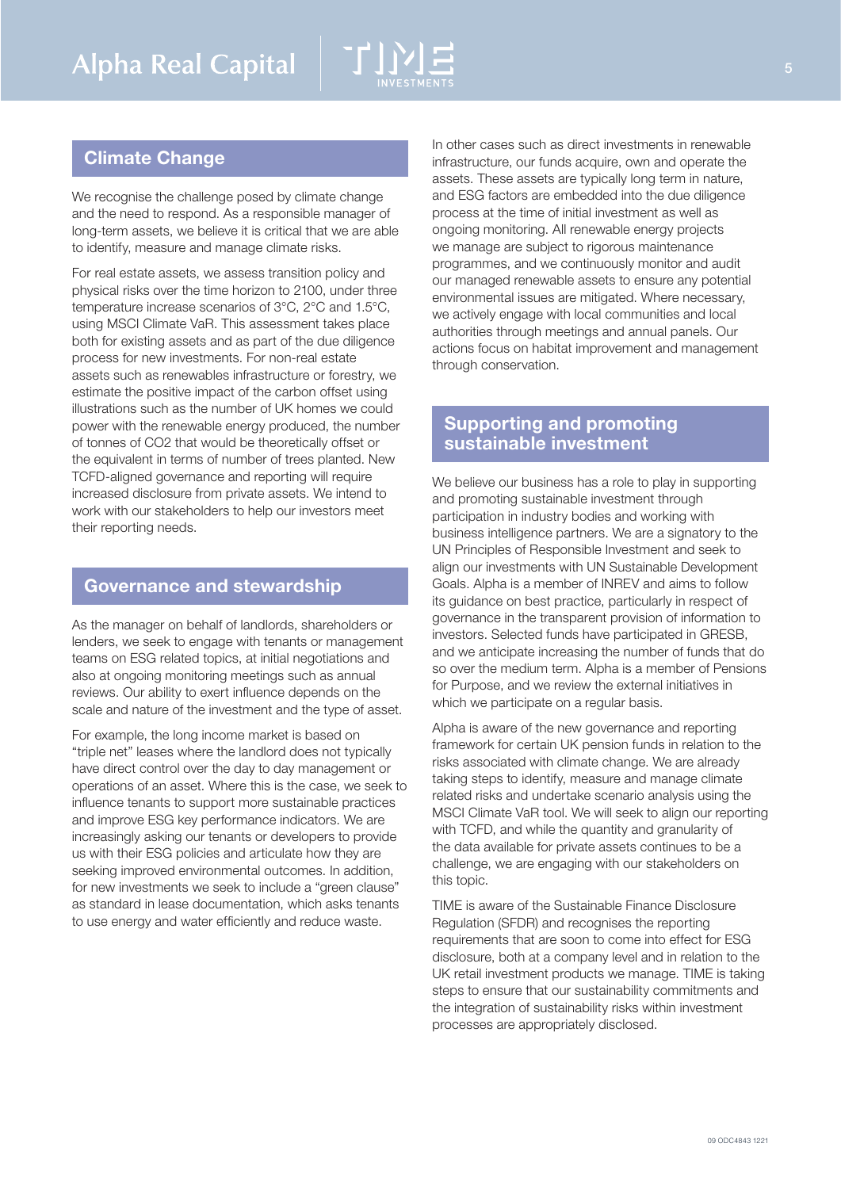## Climate Change

We recognise the challenge posed by climate change and the need to respond. As a responsible manager of long-term assets, we believe it is critical that we are able to identify, measure and manage climate risks.

For real estate assets, we assess transition policy and physical risks over the time horizon to 2100, under three temperature increase scenarios of 3°C, 2°C and 1.5°C, using MSCI Climate VaR. This assessment takes place both for existing assets and as part of the due diligence process for new investments. For non-real estate assets such as renewables infrastructure or forestry, we estimate the positive impact of the carbon offset using illustrations such as the number of UK homes we could power with the renewable energy produced, the number of tonnes of CO2 that would be theoretically offset or the equivalent in terms of number of trees planted. New TCFD-aligned governance and reporting will require increased disclosure from private assets. We intend to work with our stakeholders to help our investors meet their reporting needs.

## Governance and stewardship

As the manager on behalf of landlords, shareholders or lenders, we seek to engage with tenants or management teams on ESG related topics, at initial negotiations and also at ongoing monitoring meetings such as annual reviews. Our ability to exert influence depends on the scale and nature of the investment and the type of asset.

For example, the long income market is based on "triple net" leases where the landlord does not typically have direct control over the day to day management or operations of an asset. Where this is the case, we seek to influence tenants to support more sustainable practices and improve ESG key performance indicators. We are increasingly asking our tenants or developers to provide us with their ESG policies and articulate how they are seeking improved environmental outcomes. In addition, for new investments we seek to include a "green clause" as standard in lease documentation, which asks tenants to use energy and water efficiently and reduce waste.

In other cases such as direct investments in renewable infrastructure, our funds acquire, own and operate the assets. These assets are typically long term in nature, and ESG factors are embedded into the due diligence process at the time of initial investment as well as ongoing monitoring. All renewable energy projects we manage are subject to rigorous maintenance programmes, and we continuously monitor and audit our managed renewable assets to ensure any potential environmental issues are mitigated. Where necessary, we actively engage with local communities and local authorities through meetings and annual panels. Our actions focus on habitat improvement and management through conservation.

## Supporting and promoting sustainable investment

We believe our business has a role to play in supporting and promoting sustainable investment through participation in industry bodies and working with business intelligence partners. We are a signatory to the UN Principles of Responsible Investment and seek to align our investments with UN Sustainable Development Goals. Alpha is a member of INREV and aims to follow its guidance on best practice, particularly in respect of governance in the transparent provision of information to investors. Selected funds have participated in GRESB, and we anticipate increasing the number of funds that do so over the medium term. Alpha is a member of Pensions for Purpose, and we review the external initiatives in which we participate on a regular basis.

Alpha is aware of the new governance and reporting framework for certain UK pension funds in relation to the risks associated with climate change. We are already taking steps to identify, measure and manage climate related risks and undertake scenario analysis using the MSCI Climate VaR tool. We will seek to align our reporting with TCFD, and while the quantity and granularity of the data available for private assets continues to be a challenge, we are engaging with our stakeholders on this topic.

TIME is aware of the Sustainable Finance Disclosure Regulation (SFDR) and recognises the reporting requirements that are soon to come into effect for ESG disclosure, both at a company level and in relation to the UK retail investment products we manage. TIME is taking steps to ensure that our sustainability commitments and the integration of sustainability risks within investment processes are appropriately disclosed.

09 ODC4843 1221